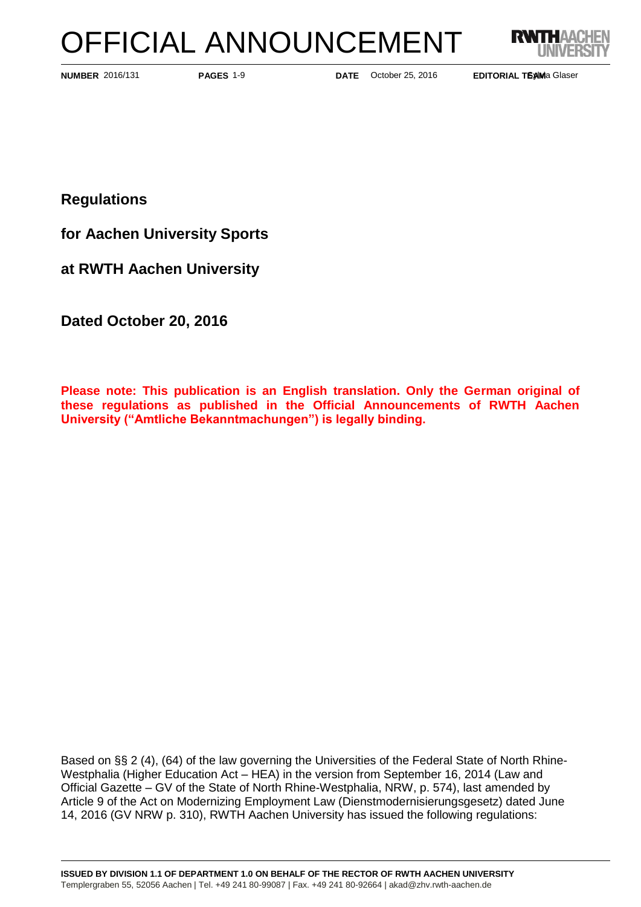# OFFICIAL ANNOUNCEMENT

**NUMBER** 2016/131 **PAGES** 1-9 **DATE** October 25, 2016 **EDITORIAL TEAM** Sima Glaser

**Regulations**

**for Aachen University Sports**

**at RWTH Aachen University**

**Dated October 20, 2016**

**Please note: This publication is an English translation. Only the German original of these regulations as published in the Official Announcements of RWTH Aachen University ("Amtliche Bekanntmachungen") is legally binding.**

Based on §§ 2 (4), (64) of the law governing the Universities of the Federal State of North Rhine-Westphalia (Higher Education Act – HEA) in the version from September 16, 2014 (Law and Official Gazette – GV of the State of North Rhine-Westphalia, NRW, p. 574), last amended by Article 9 of the Act on Modernizing Employment Law (Dienstmodernisierungsgesetz) dated June 14, 2016 (GV NRW p. 310), RWTH Aachen University has issued the following regulations:

**ISSUED BY DIVISION 1.1 OF DEPARTMENT 1.0 ON BEHALF OF THE RECTOR OF RWTH AACHEN UNIVERSITY**
Templergraben 55, 52056 Aachen | Tel. +49 241 80-99087 | Fax. +49 241 80-92664 | akad@zhv.rwth-aachen.de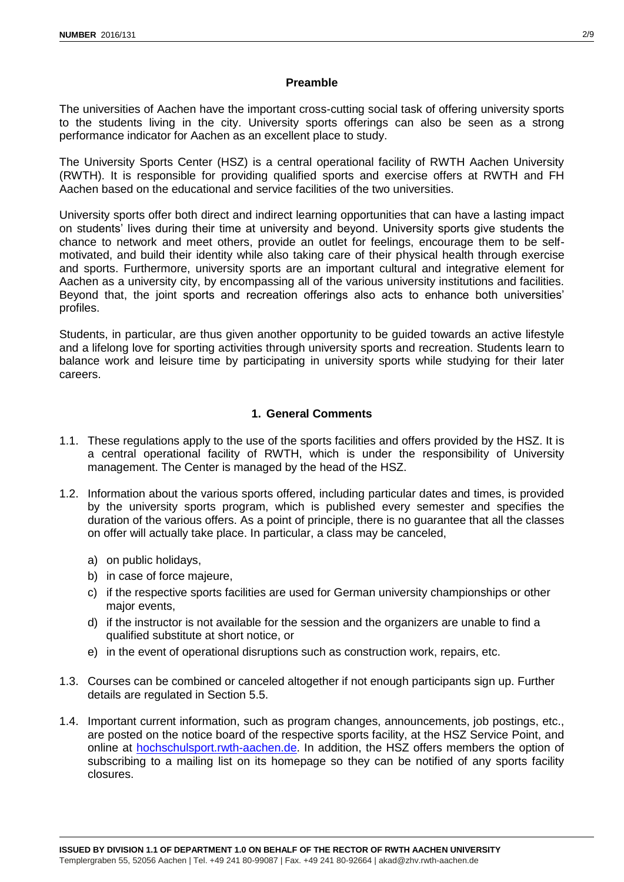## Preamble

The universities of Aachen have the important cross-cutting social task of offering university sports to the students living in the city. University sports offerings can also be seen as a strong performance indicator for Aachen as an excellent place to study.

The University Sports Center (HSZ) is a central operational facility of RWTH Aachen University (RWTH). It is responsible for providing qualified sports and exercise offers at RWTH and FH Aachen based on the educational and service facilities of the two universities.

University sports offer both direct and indirect learning opportunities that can have a lasting impact on students' lives during their time at university and beyond. University sports give students the chance to network and meet others, provide an outlet for feelings, encourage them to be self-motivated, and build their identity while also taking care of their physical health through exercise and sports. Furthermore, university sports are an important cultural and integrative element for Aachen as a university city, by encompassing all of the various university institutions and facilities. Beyond that, the joint sports and recreation offerings also acts to enhance both universities' profiles.

Students, in particular, are thus given another opportunity to be guided towards an active lifestyle and a lifelong love for sporting activities through university sports and recreation. Students learn to balance work and leisure time by participating in university sports while studying for their later careers.

## 1. General Comments

1.1. These regulations apply to the use of the sports facilities and offers provided by the HSZ. It is a central operational facility of RWTH, which is under the responsibility of University management. The Center is managed by the head of the HSZ.

1.2. Information about the various sports offered, including particular dates and times, is provided by the university sports program, which is published every semester and specifies the duration of the various offers. As a point of principle, there is no guarantee that all the classes on offer will actually take place. In particular, a class may be canceled,

a) on public holidays,

b) in case of force majeure,

c) if the respective sports facilities are used for German university championships or other major events,

d) if the instructor is not available for the session and the organizers are unable to find a qualified substitute at short notice, or

e) in the event of operational disruptions such as construction work, repairs, etc.

1.3. Courses can be combined or canceled altogether if not enough participants sign up. Further details are regulated in Section 5.5.

1.4. Important current information, such as program changes, announcements, job postings, etc., are posted on the notice board of the respective sports facility, at the HSZ Service Point, and online at hochschulsport.rwth-aachen.de. In addition, the HSZ offers members the option of subscribing to a mailing list on its homepage so they can be notified of any sports facility closures.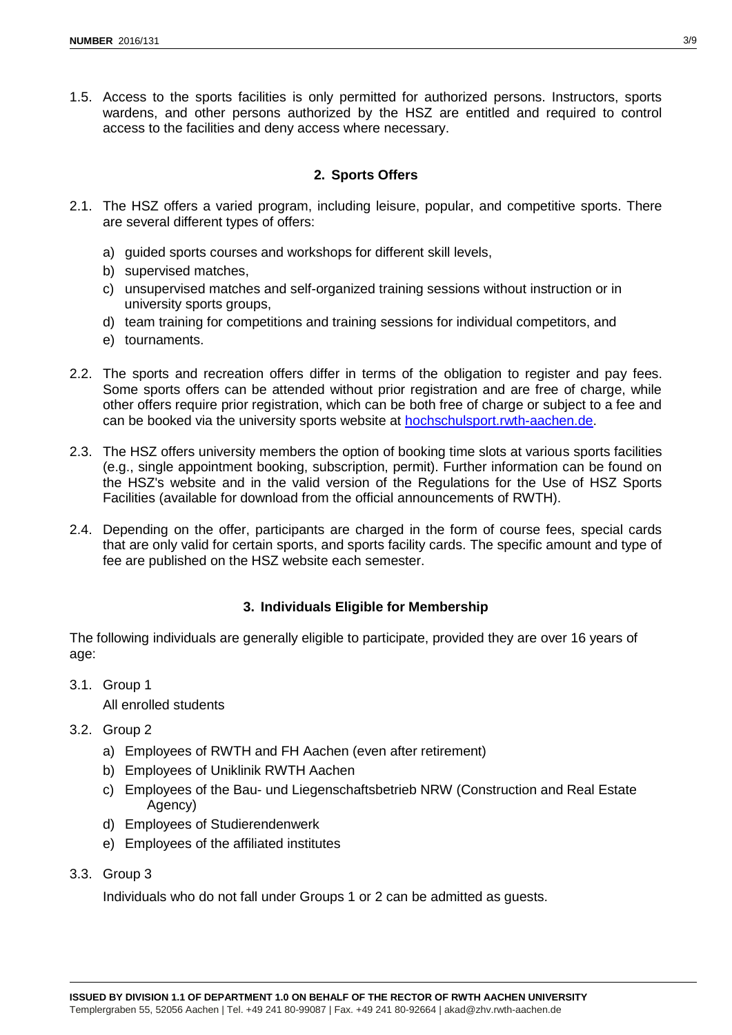1.5. Access to the sports facilities is only permitted for authorized persons. Instructors, sports wardens, and other persons authorized by the HSZ are entitled and required to control access to the facilities and deny access where necessary.

## 2. Sports Offers

2.1. The HSZ offers a varied program, including leisure, popular, and competitive sports. There are several different types of offers:

a) guided sports courses and workshops for different skill levels,
b) supervised matches,
c) unsupervised matches and self-organized training sessions without instruction or in university sports groups,
d) team training for competitions and training sessions for individual competitors, and
e) tournaments.

2.2. The sports and recreation offers differ in terms of the obligation to register and pay fees. Some sports offers can be attended without prior registration and are free of charge, while other offers require prior registration, which can be both free of charge or subject to a fee and can be booked via the university sports website at [hochschulsport.rwth-aachen.de](hochschulsport.rwth-aachen.de).

2.3. The HSZ offers university members the option of booking time slots at various sports facilities (e.g., single appointment booking, subscription, permit). Further information can be found on the HSZ's website and in the valid version of the Regulations for the Use of HSZ Sports Facilities (available for download from the official announcements of RWTH).

2.4. Depending on the offer, participants are charged in the form of course fees, special cards that are only valid for certain sports, and sports facility cards. The specific amount and type of fee are published on the HSZ website each semester.

## 3. Individuals Eligible for Membership

The following individuals are generally eligible to participate, provided they are over 16 years of age:

3.1. Group 1

All enrolled students

3.2. Group 2

a) Employees of RWTH and FH Aachen (even after retirement)
b) Employees of Uniklinik RWTH Aachen
c) Employees of the Bau- und Liegenschaftsbetrieb NRW (Construction and Real Estate Agency)
d) Employees of Studierendenwerk
e) Employees of the affiliated institutes

3.3. Group 3

Individuals who do not fall under Groups 1 or 2 can be admitted as guests.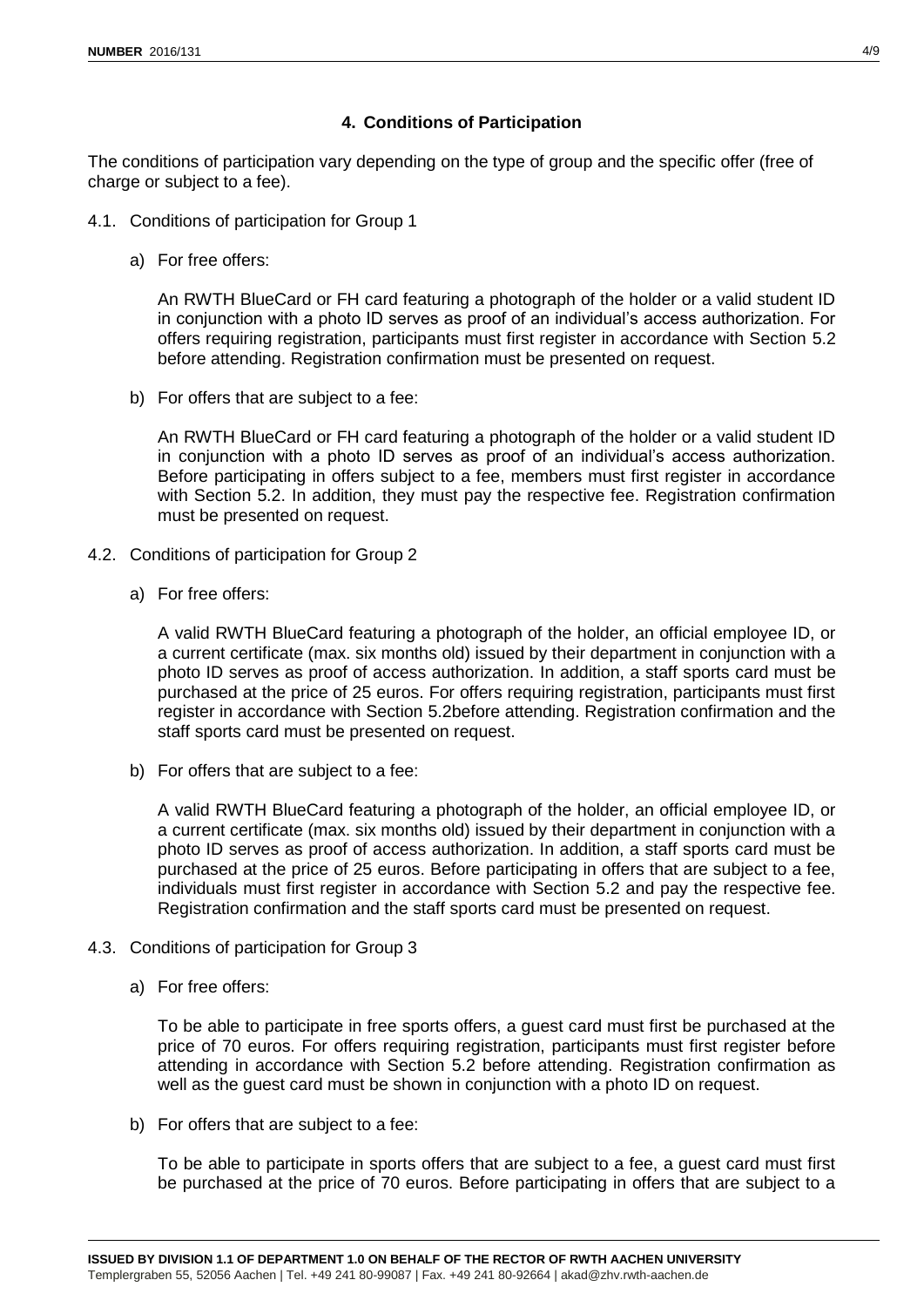## 4. Conditions of Participation

The conditions of participation vary depending on the type of group and the specific offer (free of charge or subject to a fee).

4.1. Conditions of participation for Group 1

a) For free offers:

An RWTH BlueCard or FH card featuring a photograph of the holder or a valid student ID in conjunction with a photo ID serves as proof of an individual's access authorization. For offers requiring registration, participants must first register in accordance with Section 5.2 before attending. Registration confirmation must be presented on request.

b) For offers that are subject to a fee:

An RWTH BlueCard or FH card featuring a photograph of the holder or a valid student ID in conjunction with a photo ID serves as proof of an individual's access authorization. Before participating in offers subject to a fee, members must first register in accordance with Section 5.2. In addition, they must pay the respective fee. Registration confirmation must be presented on request.

4.2. Conditions of participation for Group 2

a) For free offers:

A valid RWTH BlueCard featuring a photograph of the holder, an official employee ID, or a current certificate (max. six months old) issued by their department in conjunction with a photo ID serves as proof of access authorization. In addition, a staff sports card must be purchased at the price of 25 euros. For offers requiring registration, participants must first register in accordance with Section 5.2before attending. Registration confirmation and the staff sports card must be presented on request.

b) For offers that are subject to a fee:

A valid RWTH BlueCard featuring a photograph of the holder, an official employee ID, or a current certificate (max. six months old) issued by their department in conjunction with a photo ID serves as proof of access authorization. In addition, a staff sports card must be purchased at the price of 25 euros. Before participating in offers that are subject to a fee, individuals must first register in accordance with Section 5.2 and pay the respective fee. Registration confirmation and the staff sports card must be presented on request.

4.3. Conditions of participation for Group 3

a) For free offers:

To be able to participate in free sports offers, a guest card must first be purchased at the price of 70 euros. For offers requiring registration, participants must first register before attending in accordance with Section 5.2 before attending. Registration confirmation as well as the guest card must be shown in conjunction with a photo ID on request.

b) For offers that are subject to a fee:

To be able to participate in sports offers that are subject to a fee, a guest card must first be purchased at the price of 70 euros. Before participating in offers that are subject to a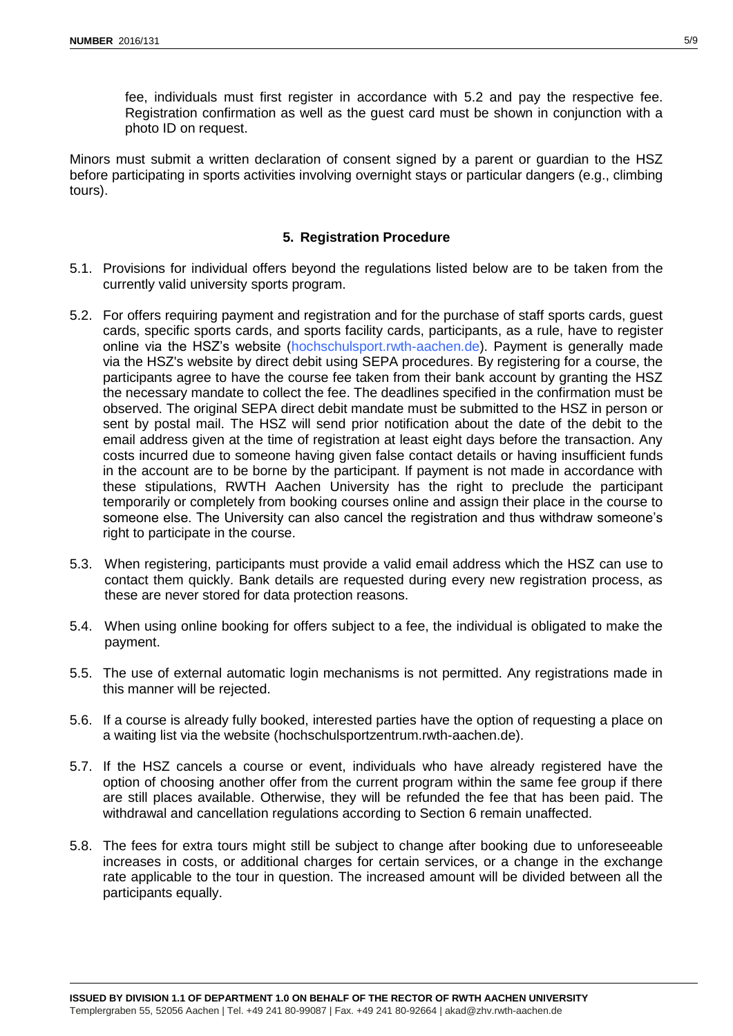fee, individuals must first register in accordance with 5.2 and pay the respective fee. Registration confirmation as well as the guest card must be shown in conjunction with a photo ID on request.

Minors must submit a written declaration of consent signed by a parent or guardian to the HSZ before participating in sports activities involving overnight stays or particular dangers (e.g., climbing tours).

## 5. Registration Procedure

5.1. Provisions for individual offers beyond the regulations listed below are to be taken from the currently valid university sports program.

5.2. For offers requiring payment and registration and for the purchase of staff sports cards, guest cards, specific sports cards, and sports facility cards, participants, as a rule, have to register online via the HSZ's website (hochschulsport.rwth-aachen.de). Payment is generally made via the HSZ's website by direct debit using SEPA procedures. By registering for a course, the participants agree to have the course fee taken from their bank account by granting the HSZ the necessary mandate to collect the fee. The deadlines specified in the confirmation must be observed. The original SEPA direct debit mandate must be submitted to the HSZ in person or sent by postal mail. The HSZ will send prior notification about the date of the debit to the email address given at the time of registration at least eight days before the transaction. Any costs incurred due to someone having given false contact details or having insufficient funds in the account are to be borne by the participant. If payment is not made in accordance with these stipulations, RWTH Aachen University has the right to preclude the participant temporarily or completely from booking courses online and assign their place in the course to someone else. The University can also cancel the registration and thus withdraw someone's right to participate in the course.

5.3. When registering, participants must provide a valid email address which the HSZ can use to contact them quickly. Bank details are requested during every new registration process, as these are never stored for data protection reasons.

5.4. When using online booking for offers subject to a fee, the individual is obligated to make the payment.

5.5. The use of external automatic login mechanisms is not permitted. Any registrations made in this manner will be rejected.

5.6. If a course is already fully booked, interested parties have the option of requesting a place on a waiting list via the website (hochschulsportzentrum.rwth-aachen.de).

5.7. If the HSZ cancels a course or event, individuals who have already registered have the option of choosing another offer from the current program within the same fee group if there are still places available. Otherwise, they will be refunded the fee that has been paid. The withdrawal and cancellation regulations according to Section 6 remain unaffected.

5.8. The fees for extra tours might still be subject to change after booking due to unforeseeable increases in costs, or additional charges for certain services, or a change in the exchange rate applicable to the tour in question. The increased amount will be divided between all the participants equally.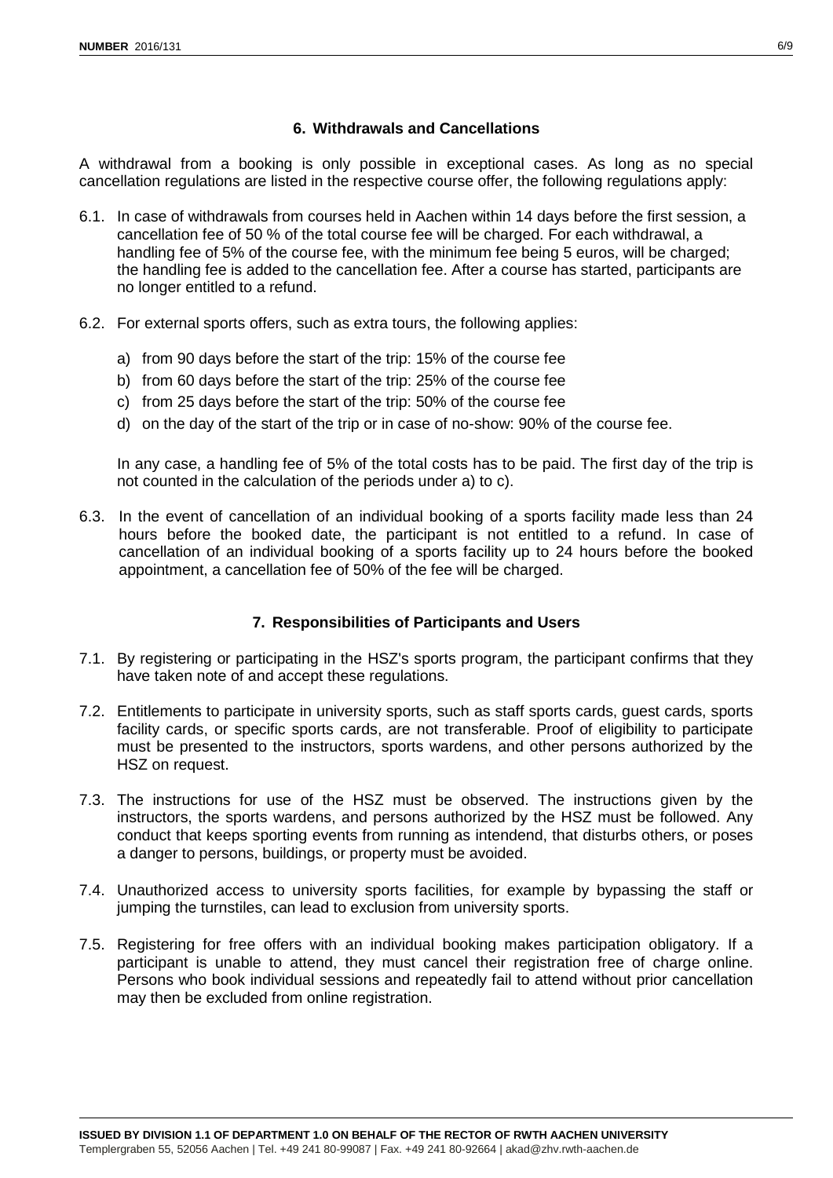## 6. Withdrawals and Cancellations

A withdrawal from a booking is only possible in exceptional cases. As long as no special cancellation regulations are listed in the respective course offer, the following regulations apply:

6.1. In case of withdrawals from courses held in Aachen within 14 days before the first session, a cancellation fee of 50 % of the total course fee will be charged. For each withdrawal, a handling fee of 5% of the course fee, with the minimum fee being 5 euros, will be charged; the handling fee is added to the cancellation fee. After a course has started, participants are no longer entitled to a refund.

6.2. For external sports offers, such as extra tours, the following applies:

a) from 90 days before the start of the trip: 15% of the course fee
b) from 60 days before the start of the trip: 25% of the course fee
c) from 25 days before the start of the trip: 50% of the course fee
d) on the day of the start of the trip or in case of no-show: 90% of the course fee.

In any case, a handling fee of 5% of the total costs has to be paid. The first day of the trip is not counted in the calculation of the periods under a) to c).

6.3. In the event of cancellation of an individual booking of a sports facility made less than 24 hours before the booked date, the participant is not entitled to a refund. In case of cancellation of an individual booking of a sports facility up to 24 hours before the booked appointment, a cancellation fee of 50% of the fee will be charged.

## 7. Responsibilities of Participants and Users

7.1. By registering or participating in the HSZ's sports program, the participant confirms that they have taken note of and accept these regulations.

7.2. Entitlements to participate in university sports, such as staff sports cards, guest cards, sports facility cards, or specific sports cards, are not transferable. Proof of eligibility to participate must be presented to the instructors, sports wardens, and other persons authorized by the HSZ on request.

7.3. The instructions for use of the HSZ must be observed. The instructions given by the instructors, the sports wardens, and persons authorized by the HSZ must be followed. Any conduct that keeps sporting events from running as intendend, that disturbs others, or poses a danger to persons, buildings, or property must be avoided.

7.4. Unauthorized access to university sports facilities, for example by bypassing the staff or jumping the turnstiles, can lead to exclusion from university sports.

7.5. Registering for free offers with an individual booking makes participation obligatory. If a participant is unable to attend, they must cancel their registration free of charge online. Persons who book individual sessions and repeatedly fail to attend without prior cancellation may then be excluded from online registration.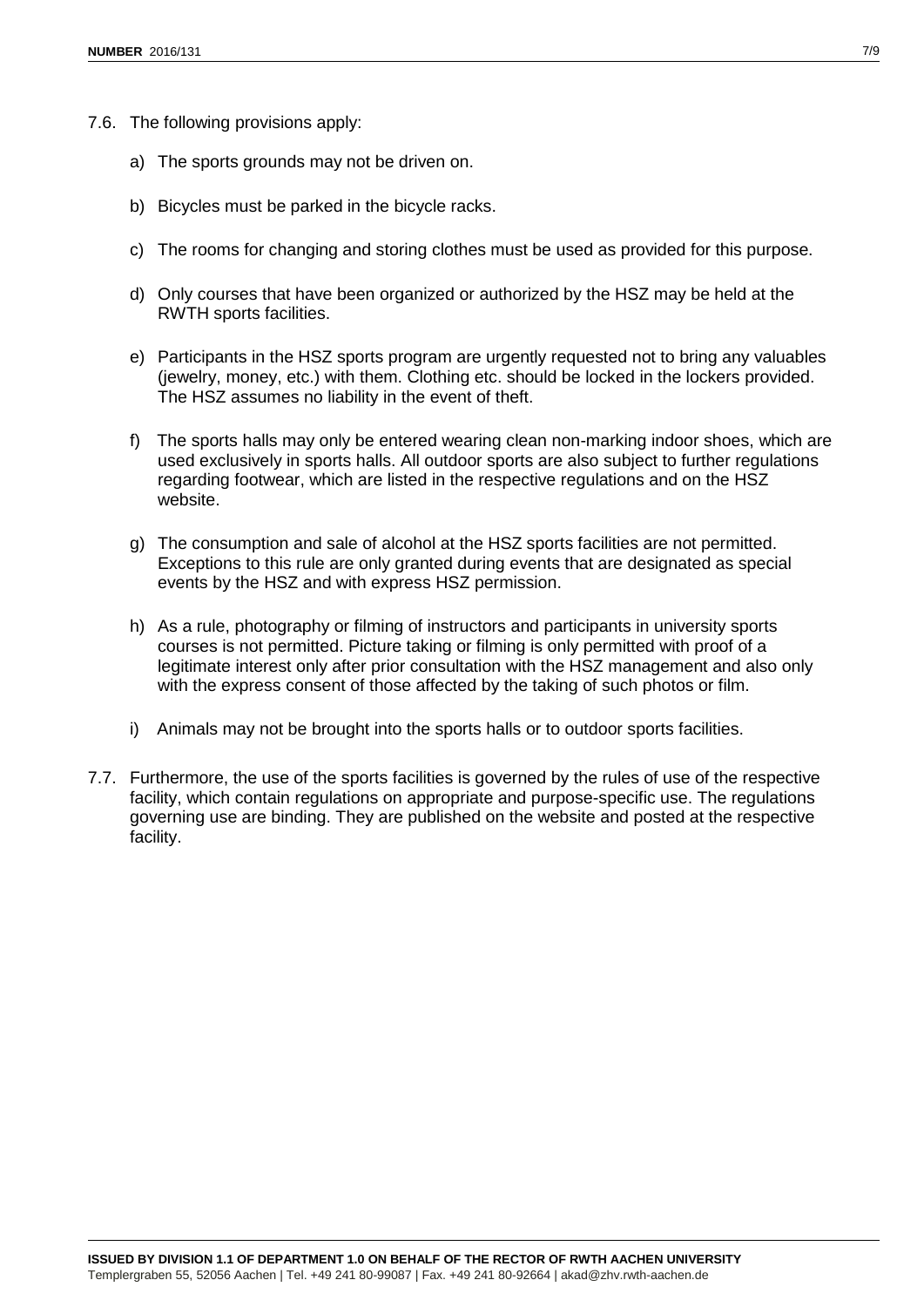7.6. The following provisions apply:

a) The sports grounds may not be driven on.

b) Bicycles must be parked in the bicycle racks.

c) The rooms for changing and storing clothes must be used as provided for this purpose.

d) Only courses that have been organized or authorized by the HSZ may be held at the RWTH sports facilities.

e) Participants in the HSZ sports program are urgently requested not to bring any valuables (jewelry, money, etc.) with them. Clothing etc. should be locked in the lockers provided. The HSZ assumes no liability in the event of theft.

f) The sports halls may only be entered wearing clean non-marking indoor shoes, which are used exclusively in sports halls. All outdoor sports are also subject to further regulations regarding footwear, which are listed in the respective regulations and on the HSZ website.

g) The consumption and sale of alcohol at the HSZ sports facilities are not permitted. Exceptions to this rule are only granted during events that are designated as special events by the HSZ and with express HSZ permission.

h) As a rule, photography or filming of instructors and participants in university sports courses is not permitted. Picture taking or filming is only permitted with proof of a legitimate interest only after prior consultation with the HSZ management and also only with the express consent of those affected by the taking of such photos or film.

i) Animals may not be brought into the sports halls or to outdoor sports facilities.

7.7. Furthermore, the use of the sports facilities is governed by the rules of use of the respective facility, which contain regulations on appropriate and purpose-specific use. The regulations governing use are binding. They are published on the website and posted at the respective facility.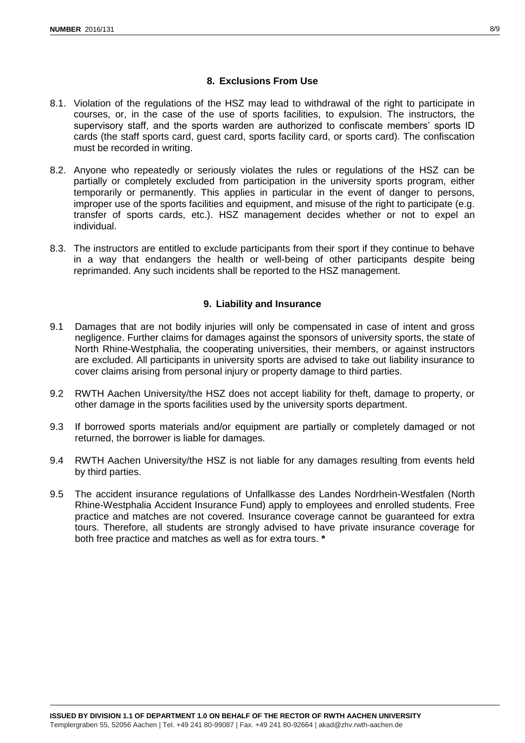## 8. Exclusions From Use

8.1. Violation of the regulations of the HSZ may lead to withdrawal of the right to participate in courses, or, in the case of the use of sports facilities, to expulsion. The instructors, the supervisory staff, and the sports warden are authorized to confiscate members' sports ID cards (the staff sports card, guest card, sports facility card, or sports card). The confiscation must be recorded in writing.

8.2. Anyone who repeatedly or seriously violates the rules or regulations of the HSZ can be partially or completely excluded from participation in the university sports program, either temporarily or permanently. This applies in particular in the event of danger to persons, improper use of the sports facilities and equipment, and misuse of the right to participate (e.g. transfer of sports cards, etc.). HSZ management decides whether or not to expel an individual.

8.3. The instructors are entitled to exclude participants from their sport if they continue to behave in a way that endangers the health or well-being of other participants despite being reprimanded. Any such incidents shall be reported to the HSZ management.

## 9. Liability and Insurance

9.1 Damages that are not bodily injuries will only be compensated in case of intent and gross negligence. Further claims for damages against the sponsors of university sports, the state of North Rhine-Westphalia, the cooperating universities, their members, or against instructors are excluded. All participants in university sports are advised to take out liability insurance to cover claims arising from personal injury or property damage to third parties.

9.2 RWTH Aachen University/the HSZ does not accept liability for theft, damage to property, or other damage in the sports facilities used by the university sports department.

9.3 If borrowed sports materials and/or equipment are partially or completely damaged or not returned, the borrower is liable for damages.

9.4 RWTH Aachen University/the HSZ is not liable for any damages resulting from events held by third parties.

9.5 The accident insurance regulations of Unfallkasse des Landes Nordrhein-Westfalen (North Rhine-Westphalia Accident Insurance Fund) apply to employees and enrolled students. Free practice and matches are not covered. Insurance coverage cannot be guaranteed for extra tours. Therefore, all students are strongly advised to have private insurance coverage for both free practice and matches as well as for extra tours. **\***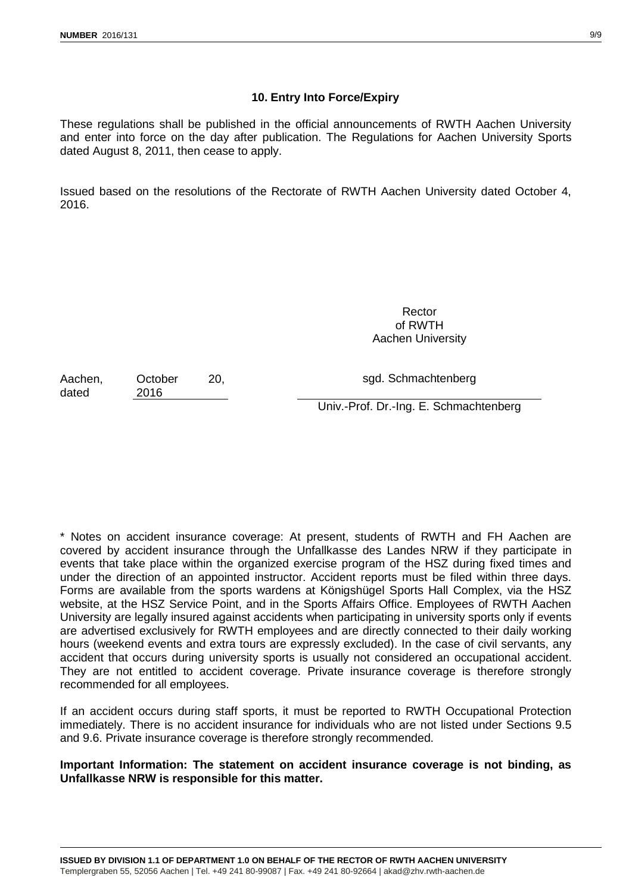### 10. Entry Into Force/Expiry

These regulations shall be published in the official announcements of RWTH Aachen University and enter into force on the day after publication. The Regulations for Aachen University Sports dated August 8, 2011, then cease to apply.

Issued based on the resolutions of the Rectorate of RWTH Aachen University dated October 4, 2016.

Rector
of RWTH
Aachen University

Aachen, dated October 20, 2016

sgd. Schmachtenberg

Univ.-Prof. Dr.-Ing. E. Schmachtenberg

* Notes on accident insurance coverage: At present, students of RWTH and FH Aachen are covered by accident insurance through the Unfallkasse des Landes NRW if they participate in events that take place within the organized exercise program of the HSZ during fixed times and under the direction of an appointed instructor. Accident reports must be filed within three days. Forms are available from the sports wardens at Königshügel Sports Hall Complex, via the HSZ website, at the HSZ Service Point, and in the Sports Affairs Office. Employees of RWTH Aachen University are legally insured against accidents when participating in university sports only if events are advertised exclusively for RWTH employees and are directly connected to their daily working hours (weekend events and extra tours are expressly excluded). In the case of civil servants, any accident that occurs during university sports is usually not considered an occupational accident. They are not entitled to accident coverage. Private insurance coverage is therefore strongly recommended for all employees.

If an accident occurs during staff sports, it must be reported to RWTH Occupational Protection immediately. There is no accident insurance for individuals who are not listed under Sections 9.5 and 9.6. Private insurance coverage is therefore strongly recommended.

**Important Information: The statement on accident insurance coverage is not binding, as Unfallkasse NRW is responsible for this matter.**